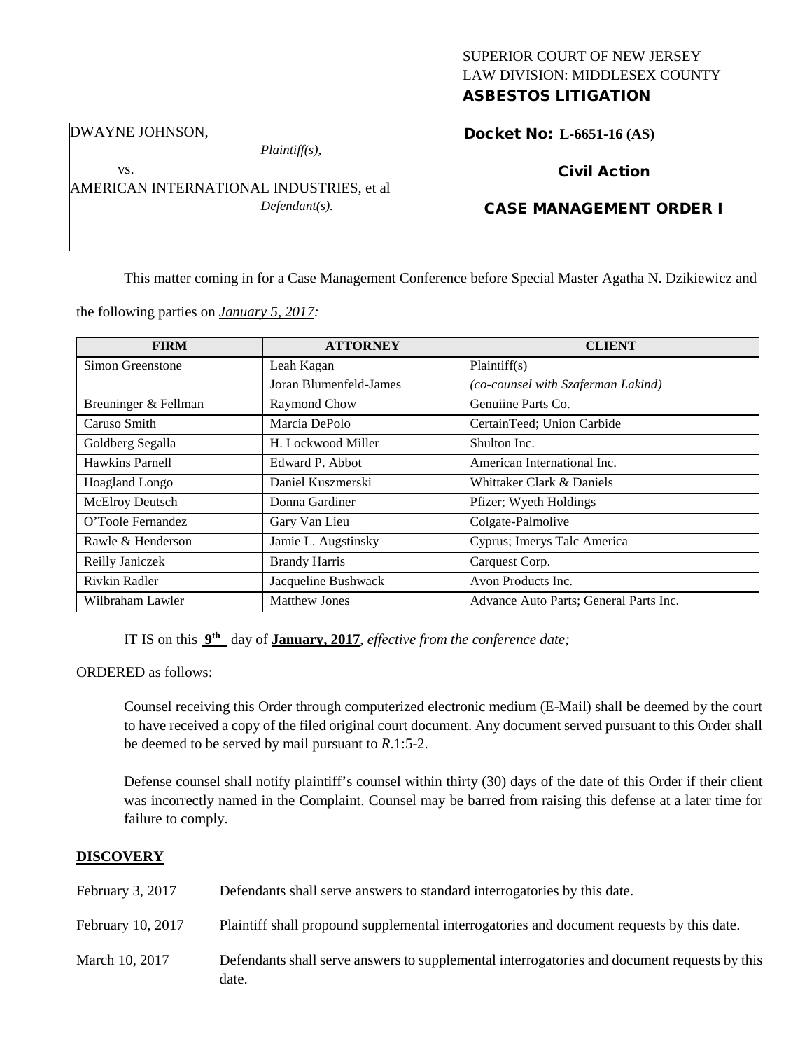SUPERIOR COURT OF NEW JERSEY
LAW DIVISION: MIDDLESEX COUNTY
**ASBESTOS LITIGATION**

DWAYNE JOHNSON,
*Plaintiff(s),*
vs.
AMERICAN INTERNATIONAL INDUSTRIES, et al
*Defendant(s).*

**Docket No: L-6651-16 (AS)**

**Civil Action**

**CASE MANAGEMENT ORDER I**

This matter coming in for a Case Management Conference before Special Master Agatha N. Dzikiewicz and the following parties on *January 5, 2017:*

| FIRM | ATTORNEY | CLIENT |
|---|---|---|
| Simon Greenstone | Leah Kagan<br>Joran Blumenfeld-James | Plaintiff(s)<br>*(co-counsel with Szaferman Lakind)* |
| Breuninger & Fellman | Raymond Chow | Genuiine Parts Co. |
| Caruso Smith | Marcia DePolo | CertainTeed; Union Carbide |
| Goldberg Segalla | H. Lockwood Miller | Shulton Inc. |
| Hawkins Parnell | Edward P. Abbot | American International Inc. |
| Hoagland Longo | Daniel Kuszmerski | Whittaker Clark & Daniels |
| McElroy Deutsch | Donna Gardiner | Pfizer; Wyeth Holdings |
| O'Toole Fernandez | Gary Van Lieu | Colgate-Palmolive |
| Rawle & Henderson | Jamie L. Augstinsky | Cyprus; Imerys Talc America |
| Reilly Janiczek | Brandy Harris | Carquest Corp. |
| Rivkin Radler | Jacqueline Bushwack | Avon Products Inc. |
| Wilbraham Lawler | Matthew Jones | Advance Auto Parts; General Parts Inc. |

IT IS on this **9th** day of **January, 2017**, *effective from the conference date;*

ORDERED as follows:

Counsel receiving this Order through computerized electronic medium (E-Mail) shall be deemed by the court to have received a copy of the filed original court document. Any document served pursuant to this Order shall be deemed to be served by mail pursuant to *R*.1:5-2.

Defense counsel shall notify plaintiff's counsel within thirty (30) days of the date of this Order if their client was incorrectly named in the Complaint. Counsel may be barred from raising this defense at a later time for failure to comply.

**DISCOVERY**

| | |
|---|---|
| February 3, 2017 | Defendants shall serve answers to standard interrogatories by this date. |
| February 10, 2017 | Plaintiff shall propound supplemental interrogatories and document requests by this date. |
| March 10, 2017 | Defendants shall serve answers to supplemental interrogatories and document requests by this date. |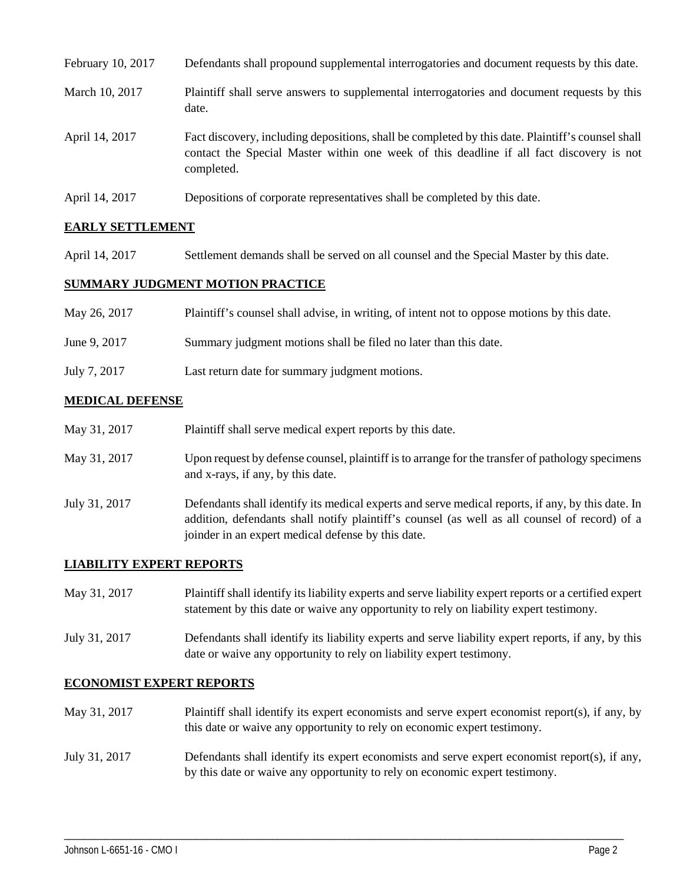| | |
|---|---|
| February 10, 2017 | Defendants shall propound supplemental interrogatories and document requests by this date. |
| March 10, 2017 | Plaintiff shall serve answers to supplemental interrogatories and document requests by this date. |
| April 14, 2017 | Fact discovery, including depositions, shall be completed by this date. Plaintiff's counsel shall contact the Special Master within one week of this deadline if all fact discovery is not completed. |
| April 14, 2017 | Depositions of corporate representatives shall be completed by this date. |

## EARLY SETTLEMENT

| | |
|---|---|
| April 14, 2017 | Settlement demands shall be served on all counsel and the Special Master by this date. |

## SUMMARY JUDGMENT MOTION PRACTICE

| | |
|---|---|
| May 26, 2017 | Plaintiff's counsel shall advise, in writing, of intent not to oppose motions by this date. |
| June 9, 2017 | Summary judgment motions shall be filed no later than this date. |
| July 7, 2017 | Last return date for summary judgment motions. |

## MEDICAL DEFENSE

| | |
|---|---|
| May 31, 2017 | Plaintiff shall serve medical expert reports by this date. |
| May 31, 2017 | Upon request by defense counsel, plaintiff is to arrange for the transfer of pathology specimens and x-rays, if any, by this date. |
| July 31, 2017 | Defendants shall identify its medical experts and serve medical reports, if any, by this date. In addition, defendants shall notify plaintiff's counsel (as well as all counsel of record) of a joinder in an expert medical defense by this date. |

## LIABILITY EXPERT REPORTS

| | |
|---|---|
| May 31, 2017 | Plaintiff shall identify its liability experts and serve liability expert reports or a certified expert statement by this date or waive any opportunity to rely on liability expert testimony. |
| July 31, 2017 | Defendants shall identify its liability experts and serve liability expert reports, if any, by this date or waive any opportunity to rely on liability expert testimony. |

## ECONOMIST EXPERT REPORTS

| | |
|---|---|
| May 31, 2017 | Plaintiff shall identify its expert economists and serve expert economist report(s), if any, by this date or waive any opportunity to rely on economic expert testimony. |
| July 31, 2017 | Defendants shall identify its expert economists and serve expert economist report(s), if any, by this date or waive any opportunity to rely on economic expert testimony. |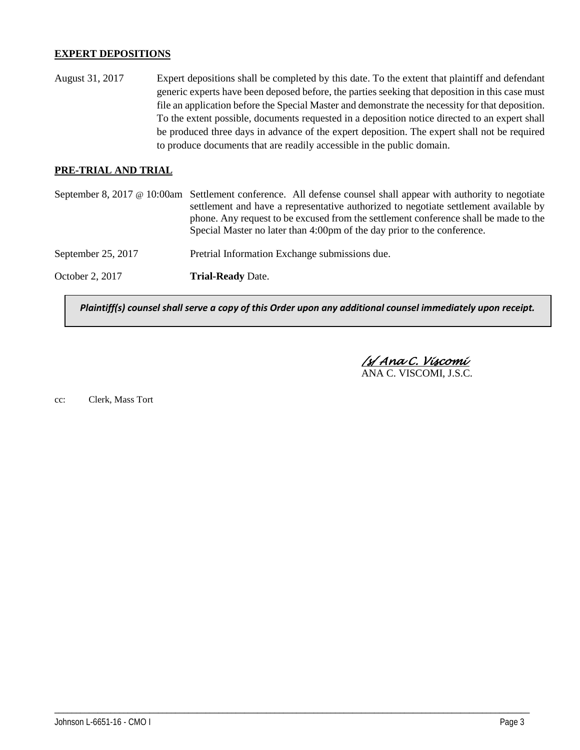**EXPERT DEPOSITIONS**

August 31, 2017 Expert depositions shall be completed by this date. To the extent that plaintiff and defendant generic experts have been deposed before, the parties seeking that deposition in this case must file an application before the Special Master and demonstrate the necessity for that deposition. To the extent possible, documents requested in a deposition notice directed to an expert shall be produced three days in advance of the expert deposition. The expert shall not be required to produce documents that are readily accessible in the public domain.

**PRE-TRIAL AND TRIAL**

September 8, 2017 @ 10:00am Settlement conference. All defense counsel shall appear with authority to negotiate settlement and have a representative authorized to negotiate settlement available by phone. Any request to be excused from the settlement conference shall be made to the Special Master no later than 4:00pm of the day prior to the conference.

September 25, 2017 Pretrial Information Exchange submissions due.

October 2, 2017 **Trial-Ready** Date.

***Plaintiff(s) counsel shall serve a copy of this Order upon any additional counsel immediately upon receipt.***

*/s/ Ana C. Viscomi*
ANA C. VISCOMI, J.S.C.

cc: Clerk, Mass Tort